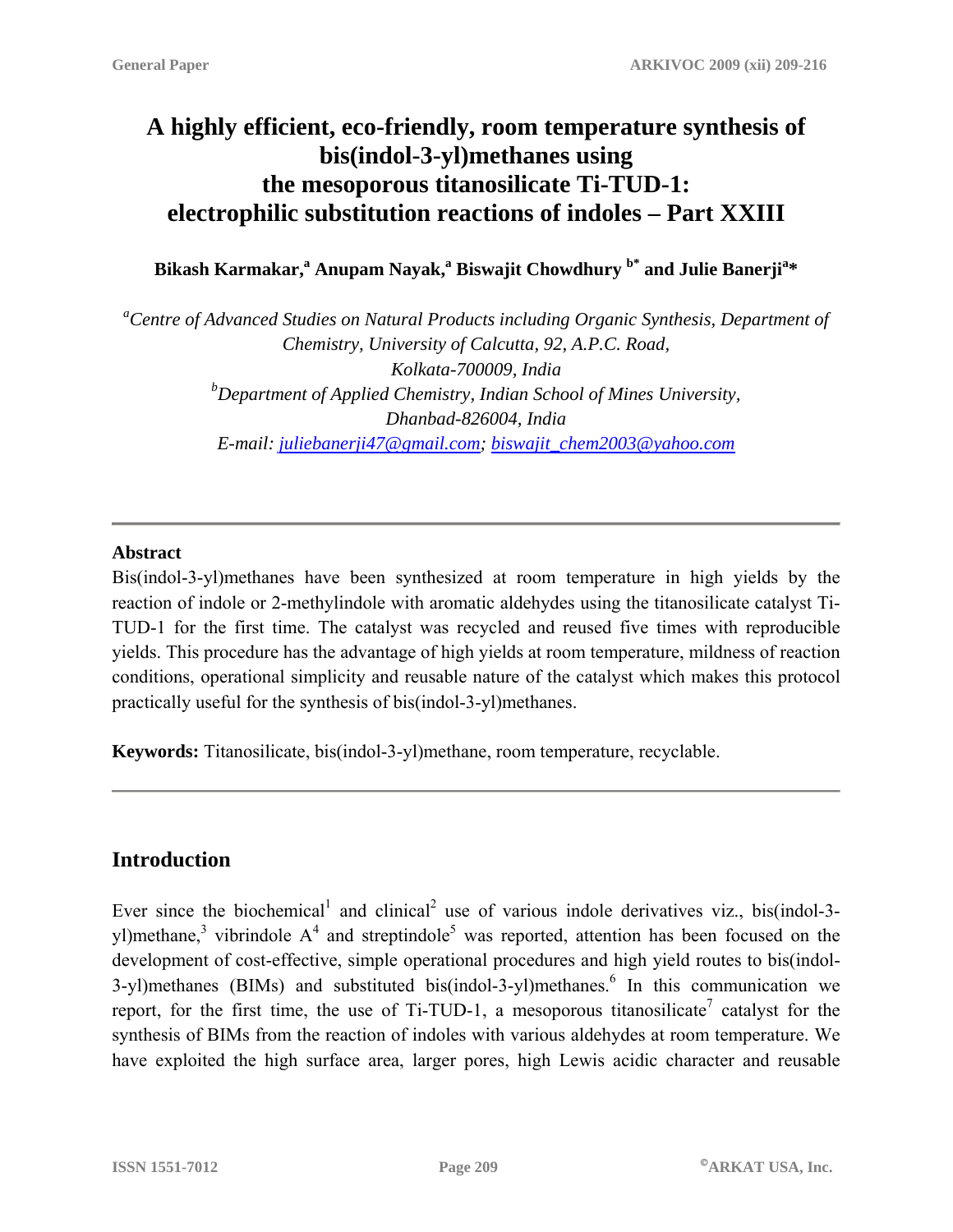# A highly efficient, eco-friendly, room temperature synthesis of bis(indol-3-yl)methanes using the mesoporous titanosilicate Ti-TUD-1: electrophilic substitution reactions of indoles – Part XXIII

**Bikash Karmakar,[a] Anupam Nayak,[a] Biswajit Chowdhury [b*] and Julie Banerji[a]*** 

*[a]Centre of Advanced Studies on Natural Products including Organic Synthesis, Department of Chemistry, University of Calcutta, 92, A.P.C. Road, Kolkata-700009, India*
*[b]Department of Applied Chemistry, Indian School of Mines University, Dhanbad-826004, India*
*E-mail: juliebanerji47@gmail.com; biswajit_chem2003@yahoo.com*

---

**Abstract**

Bis(indol-3-yl)methanes have been synthesized at room temperature in high yields by the reaction of indole or 2-methylindole with aromatic aldehydes using the titanosilicate catalyst Ti-TUD-1 for the first time. The catalyst was recycled and reused five times with reproducible yields. This procedure has the advantage of high yields at room temperature, mildness of reaction conditions, operational simplicity and reusable nature of the catalyst which makes this protocol practically useful for the synthesis of bis(indol-3-yl)methanes.

**Keywords:** Titanosilicate, bis(indol-3-yl)methane, room temperature, recyclable.

---

## Introduction

Ever since the biochemical[1] and clinical[2] use of various indole derivatives viz., bis(indol-3-yl)methane,[3] vibrindole A[4] and streptindole[5] was reported, attention has been focused on the development of cost-effective, simple operational procedures and high yield routes to bis(indol-3-yl)methanes (BIMs) and substituted bis(indol-3-yl)methanes.[6] In this communication we report, for the first time, the use of Ti-TUD-1, a mesoporous titanosilicate[7] catalyst for the synthesis of BIMs from the reaction of indoles with various aldehydes at room temperature. We have exploited the high surface area, larger pores, high Lewis acidic character and reusable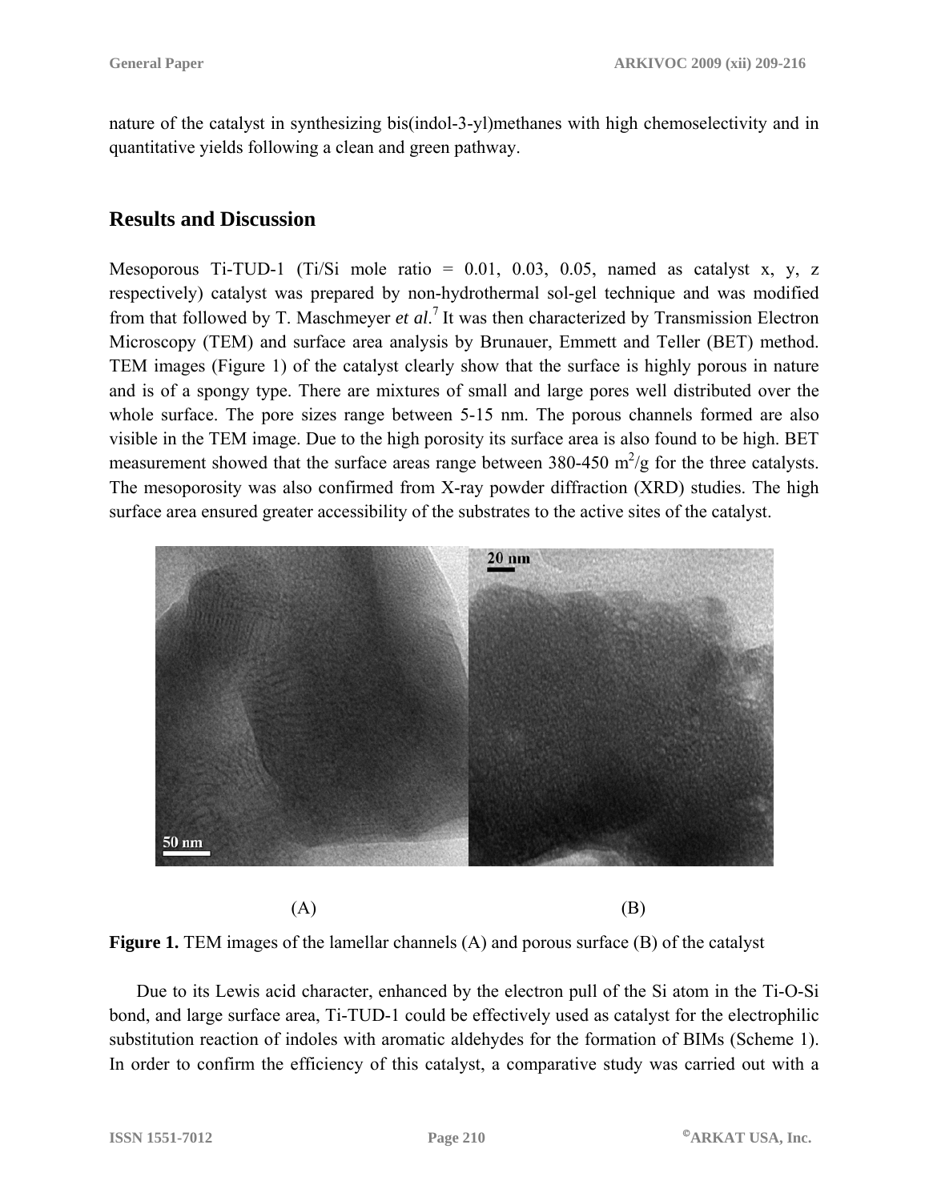nature of the catalyst in synthesizing bis(indol-3-yl)methanes with high chemoselectivity and in quantitative yields following a clean and green pathway.

## Results and Discussion

Mesoporous Ti-TUD-1 (Ti/Si mole ratio = 0.01, 0.03, 0.05, named as catalyst x, y, z respectively) catalyst was prepared by non-hydrothermal sol-gel technique and was modified from that followed by T. Maschmeyer *et al*.[7] It was then characterized by Transmission Electron Microscopy (TEM) and surface area analysis by Brunauer, Emmett and Teller (BET) method. TEM images (Figure 1) of the catalyst clearly show that the surface is highly porous in nature and is of a spongy type. There are mixtures of small and large pores well distributed over the whole surface. The pore sizes range between 5-15 nm. The porous channels formed are also visible in the TEM image. Due to the high porosity its surface area is also found to be high. BET measurement showed that the surface areas range between 380-450 $m^2/g$ for the three catalysts. The mesoporosity was also confirmed from X-ray powder diffraction (XRD) studies. The high surface area ensured greater accessibility of the substrates to the active sites of the catalyst.

(A) (B)

**Figure 1.** TEM images of the lamellar channels (A) and porous surface (B) of the catalyst

Due to its Lewis acid character, enhanced by the electron pull of the Si atom in the Ti-O-Si bond, and large surface area, Ti-TUD-1 could be effectively used as catalyst for the electrophilic substitution reaction of indoles with aromatic aldehydes for the formation of BIMs (Scheme 1). In order to confirm the efficiency of this catalyst, a comparative study was carried out with a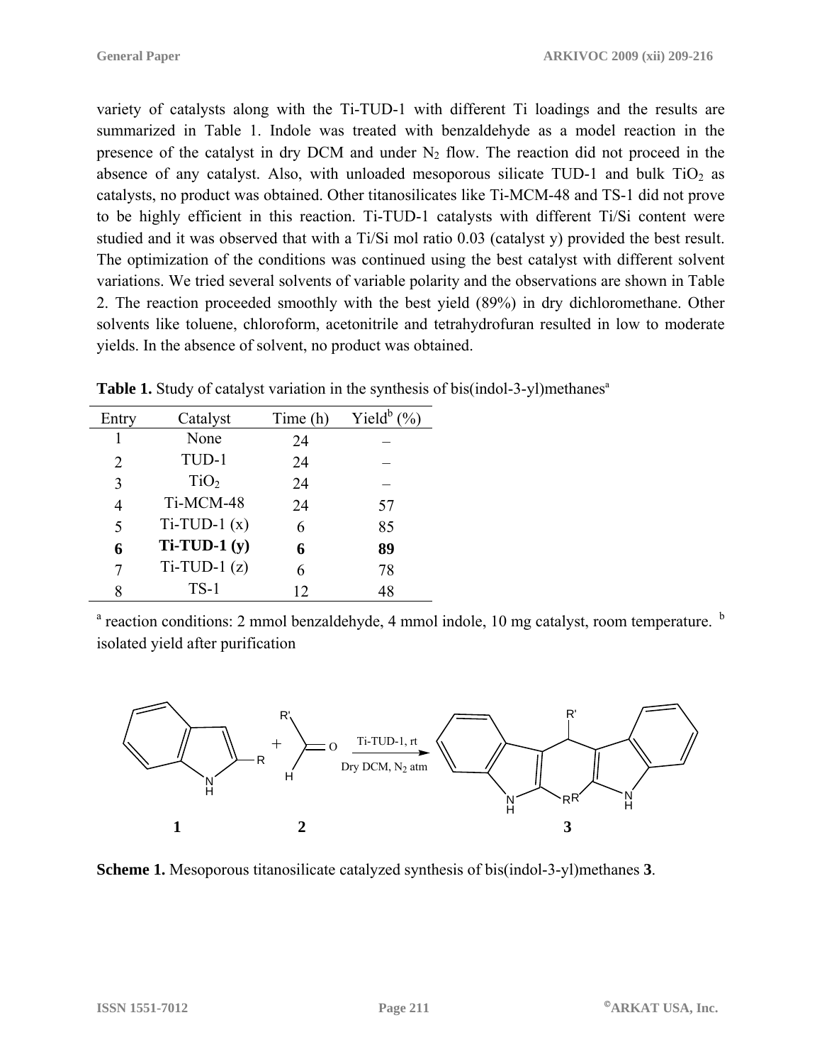variety of catalysts along with the Ti-TUD-1 with different Ti loadings and the results are summarized in Table 1. Indole was treated with benzaldehyde as a model reaction in the presence of the catalyst in dry DCM and under $N_2$ flow. The reaction did not proceed in the absence of any catalyst. Also, with unloaded mesoporous silicate TUD-1 and bulk $TiO_2$ as catalysts, no product was obtained. Other titanosilicates like Ti-MCM-48 and TS-1 did not prove to be highly efficient in this reaction. Ti-TUD-1 catalysts with different Ti/Si content were studied and it was observed that with a Ti/Si mol ratio 0.03 (catalyst y) provided the best result. The optimization of the conditions was continued using the best catalyst with different solvent variations. We tried several solvents of variable polarity and the observations are shown in Table 2. The reaction proceeded smoothly with the best yield (89%) in dry dichloromethane. Other solvents like toluene, chloroform, acetonitrile and tetrahydrofuran resulted in low to moderate yields. In the absence of solvent, no product was obtained.

**Table 1.** Study of catalyst variation in the synthesis of bis(indol-3-yl)methanes[a]

| Entry | Catalyst | Time (h) | Yield[b] (%) |
|---|---|---|---|
| 1 | None | 24 | – |
| 2 | TUD-1 | 24 | – |
| 3 | $TiO_2$ | 24 | – |
| 4 | Ti-MCM-48 | 24 | 57 |
| 5 | Ti-TUD-1 (x) | 6 | 85 |
| **6** | **Ti-TUD-1 (y)** | **6** | **89** |
| 7 | Ti-TUD-1 (z) | 6 | 78 |
| 8 | TS-1 | 12 | 48 |

[a] reaction conditions: 2 mmol benzaldehyde, 4 mmol indole, 10 mg catalyst, room temperature. [b] isolated yield after purification

**Scheme 1.** Mesoporous titanosilicate catalyzed synthesis of bis(indol-3-yl)methanes **3**.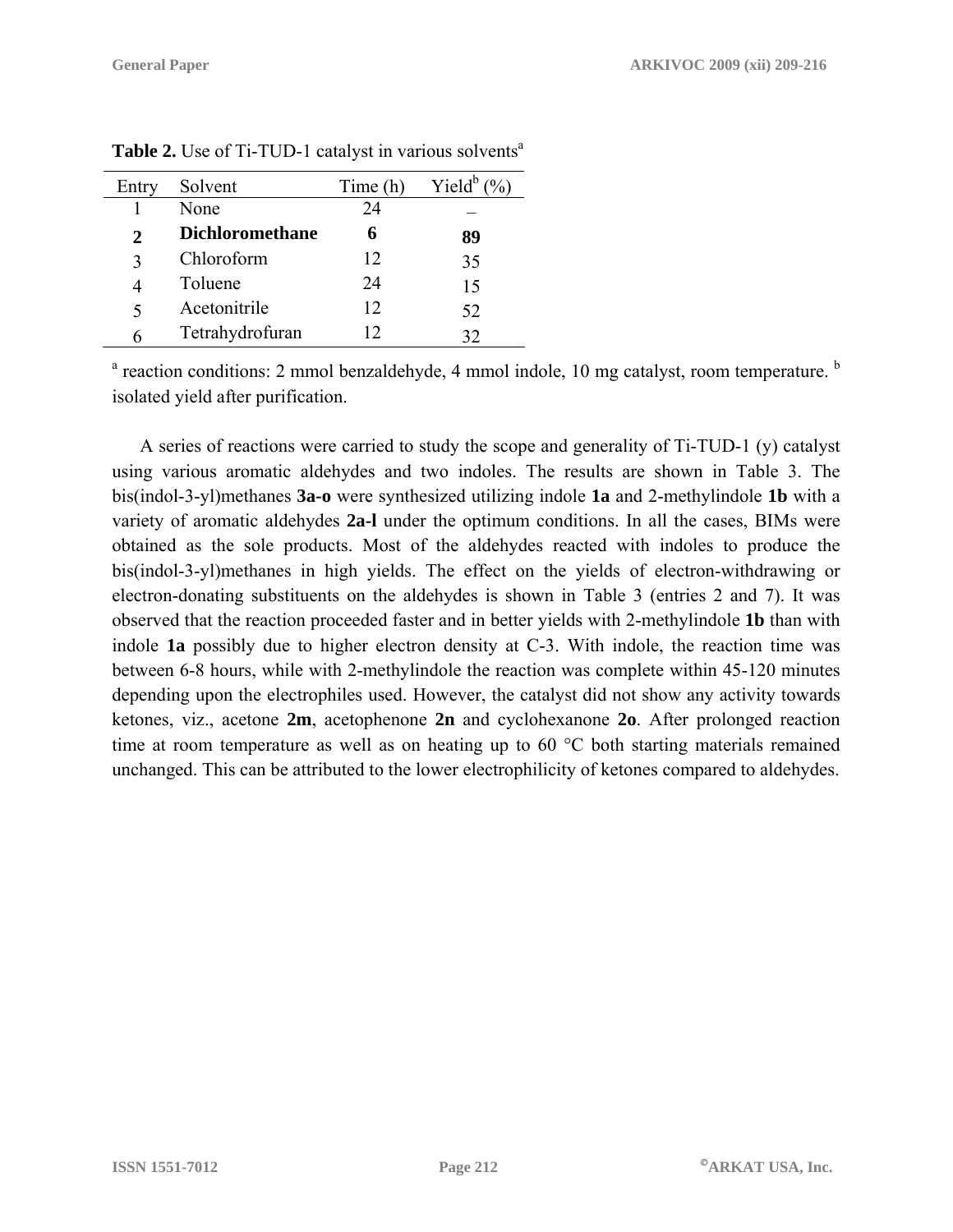**Table 2.** Use of Ti-TUD-1 catalyst in various solvents[a]

| Entry | Solvent | Time (h) | Yield[b] (%) |
|---|---|---|---|
| 1 | None | 24 | – |
| **2** | **Dichloromethane** | **6** | **89** |
| 3 | Chloroform | 12 | 35 |
| 4 | Toluene | 24 | 15 |
| 5 | Acetonitrile | 12 | 52 |
| 6 | Tetrahydrofuran | 12 | 32 |

[a] reaction conditions: 2 mmol benzaldehyde, 4 mmol indole, 10 mg catalyst, room temperature. [b] isolated yield after purification.

A series of reactions were carried to study the scope and generality of Ti-TUD-1 (y) catalyst using various aromatic aldehydes and two indoles. The results are shown in Table 3. The bis(indol-3-yl)methanes **3a-o** were synthesized utilizing indole **1a** and 2-methylindole **1b** with a variety of aromatic aldehydes **2a-l** under the optimum conditions. In all the cases, BIMs were obtained as the sole products. Most of the aldehydes reacted with indoles to produce the bis(indol-3-yl)methanes in high yields. The effect on the yields of electron-withdrawing or electron-donating substituents on the aldehydes is shown in Table 3 (entries 2 and 7). It was observed that the reaction proceeded faster and in better yields with 2-methylindole **1b** than with indole **1a** possibly due to higher electron density at C-3. With indole, the reaction time was between 6-8 hours, while with 2-methylindole the reaction was complete within 45-120 minutes depending upon the electrophiles used. However, the catalyst did not show any activity towards ketones, viz., acetone **2m**, acetophenone **2n** and cyclohexanone **2o**. After prolonged reaction time at room temperature as well as on heating up to 60 °C both starting materials remained unchanged. This can be attributed to the lower electrophilicity of ketones compared to aldehydes.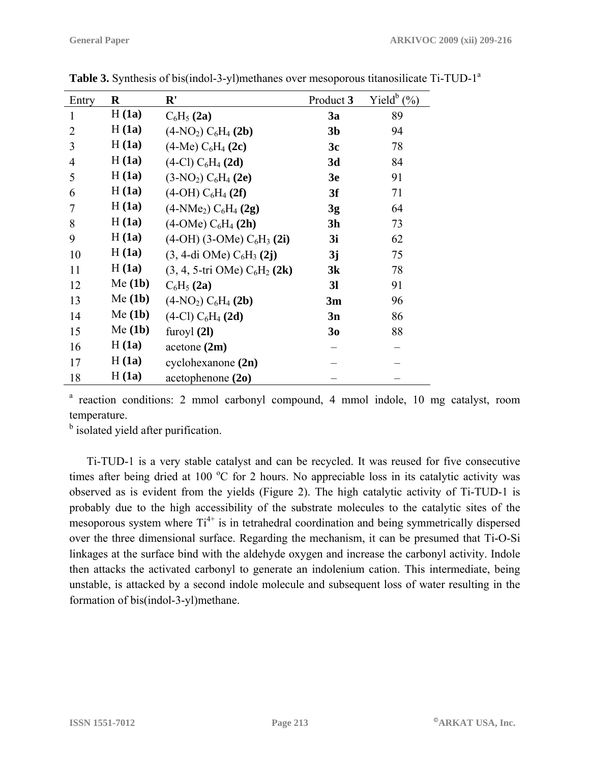**Table 3.** Synthesis of bis(indol-3-yl)methanes over mesoporous titanosilicate Ti-TUD-1[a]

| Entry | **R** | **R'** | Product **3** | Yield[b] (%) |
|---|---|---|---|---|
| 1 | H **(1a)** | $C_6H_5$ **(2a)** | **3a** | 89 |
| 2 | H **(1a)** | (4-$NO_2$) $C_6H_4$ **(2b)** | **3b** | 94 |
| 3 | H **(1a)** | (4-Me) $C_6H_4$ **(2c)** | **3c** | 78 |
| 4 | H **(1a)** | (4-Cl) $C_6H_4$ **(2d)** | **3d** | 84 |
| 5 | H **(1a)** | (3-$NO_2$) $C_6H_4$ **(2e)** | **3e** | 91 |
| 6 | H **(1a)** | (4-OH) $C_6H_4$ **(2f)** | **3f** | 71 |
| 7 | H **(1a)** | (4-$NMe_2$) $C_6H_4$ **(2g)** | **3g** | 64 |
| 8 | H **(1a)** | (4-OMe) $C_6H_4$ **(2h)** | **3h** | 73 |
| 9 | H **(1a)** | (4-OH) (3-OMe) $C_6H_3$ **(2i)** | **3i** | 62 |
| 10 | H **(1a)** | (3, 4-di OMe) $C_6H_3$ **(2j)** | **3j** | 75 |
| 11 | H **(1a)** | (3, 4, 5-tri OMe) $C_6H_2$ **(2k)** | **3k** | 78 |
| 12 | Me **(1b)** | $C_6H_5$ **(2a)** | **3l** | 91 |
| 13 | Me **(1b)** | (4-$NO_2$) $C_6H_4$ **(2b)** | **3m** | 96 |
| 14 | Me **(1b)** | (4-Cl) $C_6H_4$ **(2d)** | **3n** | 86 |
| 15 | Me **(1b)** | furoyl **(2l)** | **3o** | 88 |
| 16 | H **(1a)** | acetone **(2m)** | – | – |
| 17 | H **(1a)** | cyclohexanone **(2n)** | – | – |
| 18 | H **(1a)** | acetophenone **(2o)** | – | – |

[a] reaction conditions: 2 mmol carbonyl compound, 4 mmol indole, 10 mg catalyst, room temperature.

[b] isolated yield after purification.

Ti-TUD-1 is a very stable catalyst and can be recycled. It was reused for five consecutive times after being dried at 100 °C for 2 hours. No appreciable loss in its catalytic activity was observed as is evident from the yields (Figure 2). The high catalytic activity of Ti-TUD-1 is probably due to the high accessibility of the substrate molecules to the catalytic sites of the mesoporous system where $Ti^{4+}$ is in tetrahedral coordination and being symmetrically dispersed over the three dimensional surface. Regarding the mechanism, it can be presumed that Ti-O-Si linkages at the surface bind with the aldehyde oxygen and increase the carbonyl activity. Indole then attacks the activated carbonyl to generate an indolenium cation. This intermediate, being unstable, is attacked by a second indole molecule and subsequent loss of water resulting in the formation of bis(indol-3-yl)methane.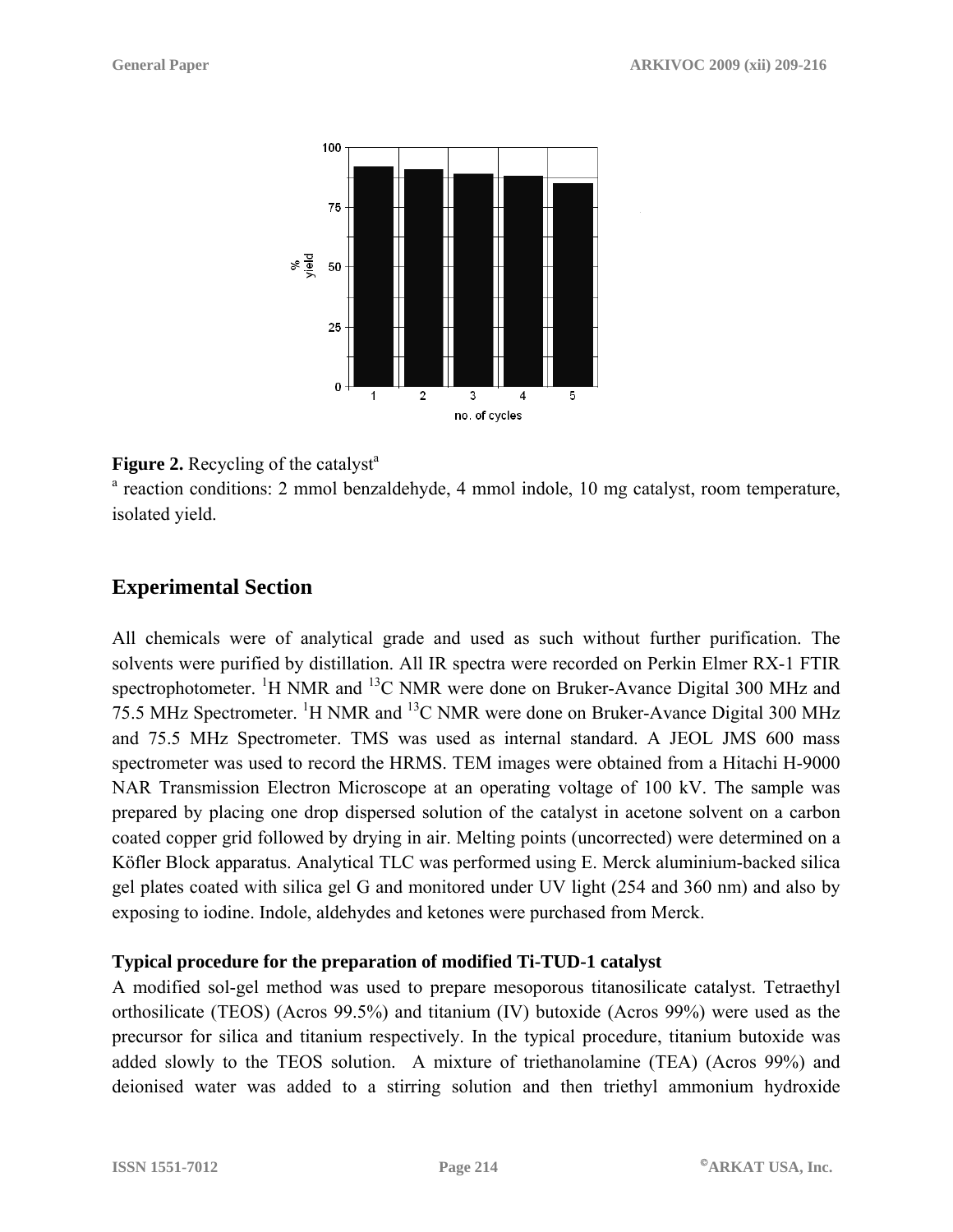**Figure 2.** Recycling of the catalyst[a]

[a] reaction conditions: 2 mmol benzaldehyde, 4 mmol indole, 10 mg catalyst, room temperature, isolated yield.

## Experimental Section

All chemicals were of analytical grade and used as such without further purification. The solvents were purified by distillation. All IR spectra were recorded on Perkin Elmer RX-1 FTIR spectrophotometer. $^{1}$H NMR and $^{13}$C NMR were done on Bruker-Avance Digital 300 MHz and 75.5 MHz Spectrometer. $^{1}$H NMR and $^{13}$C NMR were done on Bruker-Avance Digital 300 MHz and 75.5 MHz Spectrometer. TMS was used as internal standard. A JEOL JMS 600 mass spectrometer was used to record the HRMS. TEM images were obtained from a Hitachi H-9000 NAR Transmission Electron Microscope at an operating voltage of 100 kV. The sample was prepared by placing one drop dispersed solution of the catalyst in acetone solvent on a carbon coated copper grid followed by drying in air. Melting points (uncorrected) were determined on a Köfler Block apparatus. Analytical TLC was performed using E. Merck aluminium-backed silica gel plates coated with silica gel G and monitored under UV light (254 and 360 nm) and also by exposing to iodine. Indole, aldehydes and ketones were purchased from Merck.

### Typical procedure for the preparation of modified Ti-TUD-1 catalyst

A modified sol-gel method was used to prepare mesoporous titanosilicate catalyst. Tetraethyl orthosilicate (TEOS) (Acros 99.5%) and titanium (IV) butoxide (Acros 99%) were used as the precursor for silica and titanium respectively. In the typical procedure, titanium butoxide was added slowly to the TEOS solution. A mixture of triethanolamine (TEA) (Acros 99%) and deionised water was added to a stirring solution and then triethyl ammonium hydroxide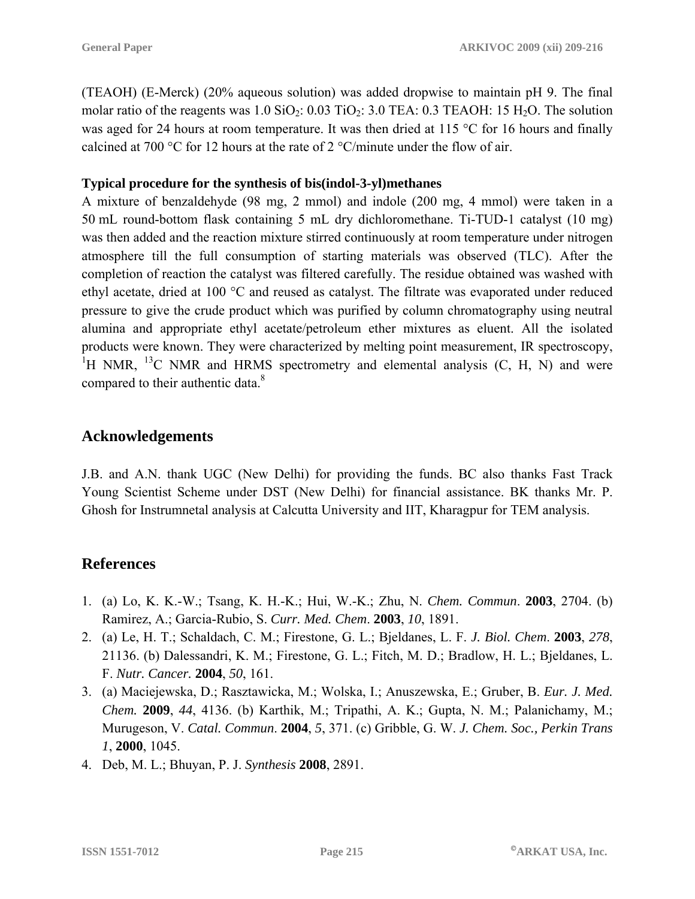(TEAOH) (E-Merck) (20% aqueous solution) was added dropwise to maintain pH 9. The final molar ratio of the reagents was 1.0 $SiO_2$: 0.03 $TiO_2$: 3.0 TEA: 0.3 TEAOH: 15 $H_2O$. The solution was aged for 24 hours at room temperature. It was then dried at 115 °C for 16 hours and finally calcined at 700 °C for 12 hours at the rate of 2 °C/minute under the flow of air.

**Typical procedure for the synthesis of bis(indol-3-yl)methanes**

A mixture of benzaldehyde (98 mg, 2 mmol) and indole (200 mg, 4 mmol) were taken in a 50 mL round-bottom flask containing 5 mL dry dichloromethane. Ti-TUD-1 catalyst (10 mg) was then added and the reaction mixture stirred continuously at room temperature under nitrogen atmosphere till the full consumption of starting materials was observed (TLC). After the completion of reaction the catalyst was filtered carefully. The residue obtained was washed with ethyl acetate, dried at 100 °C and reused as catalyst. The filtrate was evaporated under reduced pressure to give the crude product which was purified by column chromatography using neutral alumina and appropriate ethyl acetate/petroleum ether mixtures as eluent. All the isolated products were known. They were characterized by melting point measurement, IR spectroscopy, $^{1}$H NMR, $^{13}$C NMR and HRMS spectrometry and elemental analysis (C, H, N) and were compared to their authentic data.[8]

## Acknowledgements

J.B. and A.N. thank UGC (New Delhi) for providing the funds. BC also thanks Fast Track Young Scientist Scheme under DST (New Delhi) for financial assistance. BK thanks Mr. P. Ghosh for Instrumnetal analysis at Calcutta University and IIT, Kharagpur for TEM analysis.

## References

1. (a) Lo, K. K.-W.; Tsang, K. H.-K.; Hui, W.-K.; Zhu, N. *Chem. Commun*. **2003**, 2704. (b) Ramirez, A.; Garcia-Rubio, S. *Curr. Med. Chem*. **2003**, *10*, 1891.
2. (a) Le, H. T.; Schaldach, C. M.; Firestone, G. L.; Bjeldanes, L. F. *J. Biol. Chem.* **2003**, *278*, 21136. (b) Dalessandri, K. M.; Firestone, G. L.; Fitch, M. D.; Bradlow, H. L.; Bjeldanes, L. F. *Nutr. Cancer.* **2004**, *50*, 161.
3. (a) Maciejewska, D.; Rasztawicka, M.; Wolska, I.; Anuszewska, E.; Gruber, B. *Eur. J. Med. Chem.* **2009**, *44*, 4136. (b) Karthik, M.; Tripathi, A. K.; Gupta, N. M.; Palanichamy, M.; Murugeson, V. *Catal. Commun*. **2004**, *5*, 371. (c) Gribble, G. W. *J. Chem. Soc., Perkin Trans 1*, **2000**, 1045.
4. Deb, M. L.; Bhuyan, P. J. *Synthesis* **2008**, 2891.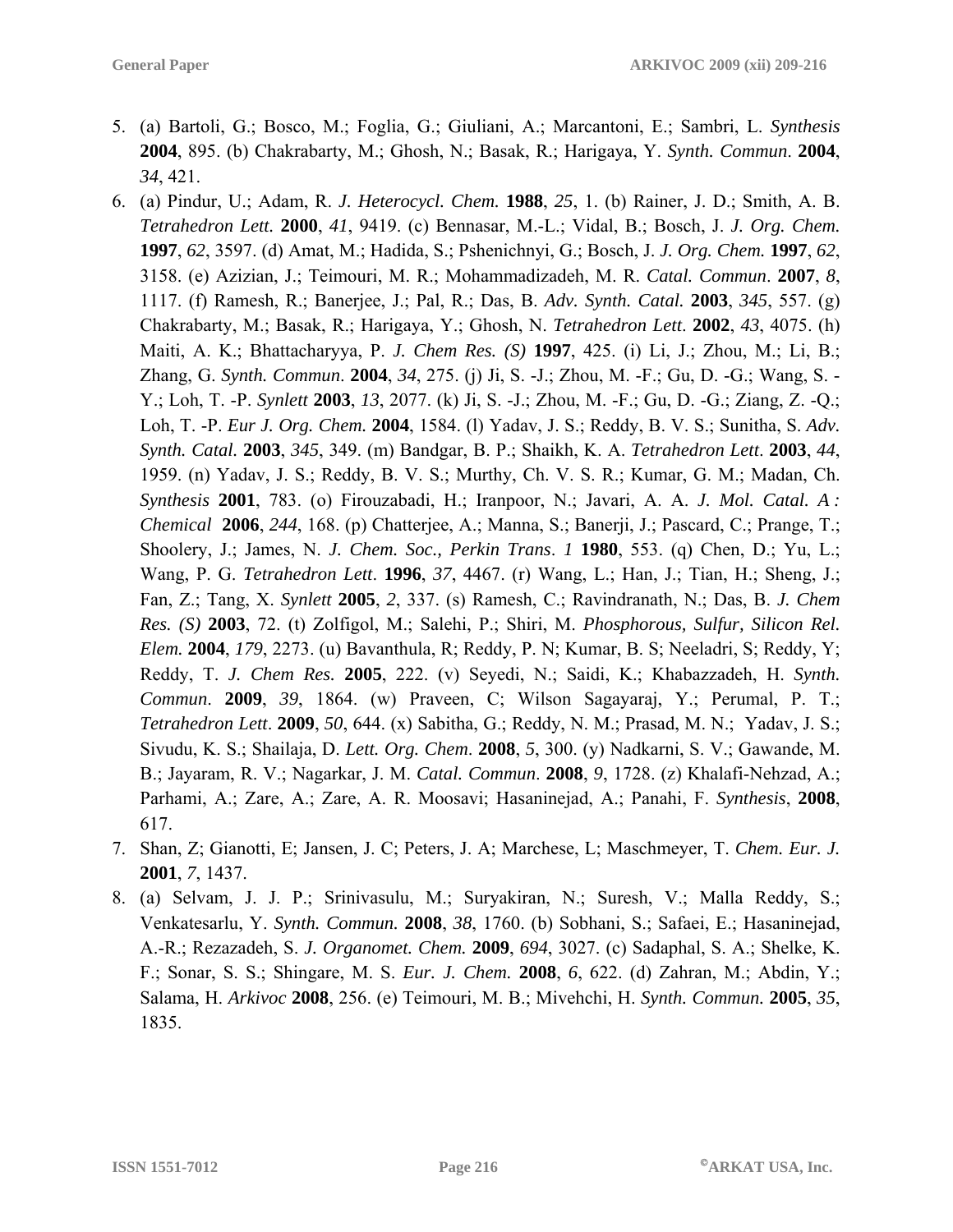5. (a) Bartoli, G.; Bosco, M.; Foglia, G.; Giuliani, A.; Marcantoni, E.; Sambri, L. *Synthesis* **2004**, 895. (b) Chakrabarty, M.; Ghosh, N.; Basak, R.; Harigaya, Y. *Synth. Commun*. **2004**, *34*, 421.
6. (a) Pindur, U.; Adam, R. *J. Heterocycl. Chem.* **1988**, *25*, 1. (b) Rainer, J. D.; Smith, A. B. *Tetrahedron Lett.* **2000**, *41*, 9419. (c) Bennasar, M.-L.; Vidal, B.; Bosch, J. *J. Org. Chem.* **1997**, *62*, 3597. (d) Amat, M.; Hadida, S.; Pshenichnyi, G.; Bosch, J. *J. Org. Chem.* **1997**, *62*, 3158. (e) Azizian, J.; Teimouri, M. R.; Mohammadizadeh, M. R. *Catal. Commun*. **2007**, *8*, 1117. (f) Ramesh, R.; Banerjee, J.; Pal, R.; Das, B. *Adv. Synth. Catal.* **2003**, *345*, 557. (g) Chakrabarty, M.; Basak, R.; Harigaya, Y.; Ghosh, N. *Tetrahedron Lett*. **2002**, *43*, 4075. (h) Maiti, A. K.; Bhattacharyya, P. *J. Chem Res. (S)* **1997**, 425. (i) Li, J.; Zhou, M.; Li, B.; Zhang, G. *Synth. Commun*. **2004**, *34*, 275. (j) Ji, S. -J.; Zhou, M. -F.; Gu, D. -G.; Wang, S. -Y.; Loh, T. -P. *Synlett* **2003**, *13*, 2077. (k) Ji, S. -J.; Zhou, M. -F.; Gu, D. -G.; Ziang, Z. -Q.; Loh, T. -P. *Eur J. Org. Chem.* **2004**, 1584. (l) Yadav, J. S.; Reddy, B. V. S.; Sunitha, S. *Adv. Synth. Catal.* **2003**, *345*, 349. (m) Bandgar, B. P.; Shaikh, K. A. *Tetrahedron Lett*. **2003**, *44*, 1959. (n) Yadav, J. S.; Reddy, B. V. S.; Murthy, Ch. V. S. R.; Kumar, G. M.; Madan, Ch. *Synthesis* **2001**, 783. (o) Firouzabadi, H.; Iranpoor, N.; Javari, A. A. *J. Mol. Catal. A : Chemical* **2006**, *244*, 168. (p) Chatterjee, A.; Manna, S.; Banerji, J.; Pascard, C.; Prange, T.; Shoolery, J.; James, N. *J. Chem. Soc., Perkin Trans*. *1* **1980**, 553. (q) Chen, D.; Yu, L.; Wang, P. G. *Tetrahedron Lett*. **1996**, *37*, 4467. (r) Wang, L.; Han, J.; Tian, H.; Sheng, J.; Fan, Z.; Tang, X. *Synlett* **2005**, *2*, 337. (s) Ramesh, C.; Ravindranath, N.; Das, B. *J. Chem Res. (S)* **2003**, 72. (t) Zolfigol, M.; Salehi, P.; Shiri, M. *Phosphorous, Sulfur, Silicon Rel. Elem.* **2004**, *179*, 2273. (u) Bavanthula, R; Reddy, P. N; Kumar, B. S; Neeladri, S; Reddy, Y; Reddy, T. *J. Chem Res.* **2005**, 222. (v) Seyedi, N.; Saidi, K.; Khabazzadeh, H. *Synth. Commun*. **2009**, *39*, 1864. (w) Praveen, C; Wilson Sagayaraj, Y.; Perumal, P. T.; *Tetrahedron Lett*. **2009**, *50*, 644. (x) Sabitha, G.; Reddy, N. M.; Prasad, M. N.; Yadav, J. S.; Sivudu, K. S.; Shailaja, D. *Lett. Org. Chem*. **2008**, *5*, 300. (y) Nadkarni, S. V.; Gawande, M. B.; Jayaram, R. V.; Nagarkar, J. M. *Catal. Commun*. **2008**, *9*, 1728. (z) Khalafi-Nehzad, A.; Parhami, A.; Zare, A.; Zare, A. R. Moosavi; Hasaninejad, A.; Panahi, F. *Synthesis*, **2008**, 617.
7. Shan, Z; Gianotti, E; Jansen, J. C; Peters, J. A; Marchese, L; Maschmeyer, T. *Chem. Eur. J.* **2001**, *7*, 1437.
8. (a) Selvam, J. J. P.; Srinivasulu, M.; Suryakiran, N.; Suresh, V.; Malla Reddy, S.; Venkatesarlu, Y. *Synth. Commun.* **2008**, *38*, 1760. (b) Sobhani, S.; Safaei, E.; Hasaninejad, A.-R.; Rezazadeh, S. *J. Organomet. Chem.* **2009**, *694*, 3027. (c) Sadaphal, S. A.; Shelke, K. F.; Sonar, S. S.; Shingare, M. S. *Eur. J. Chem.* **2008**, *6*, 622. (d) Zahran, M.; Abdin, Y.; Salama, H. *Arkivoc* **2008**, 256. (e) Teimouri, M. B.; Mivehchi, H. *Synth. Commun.* **2005**, *35*, 1835.